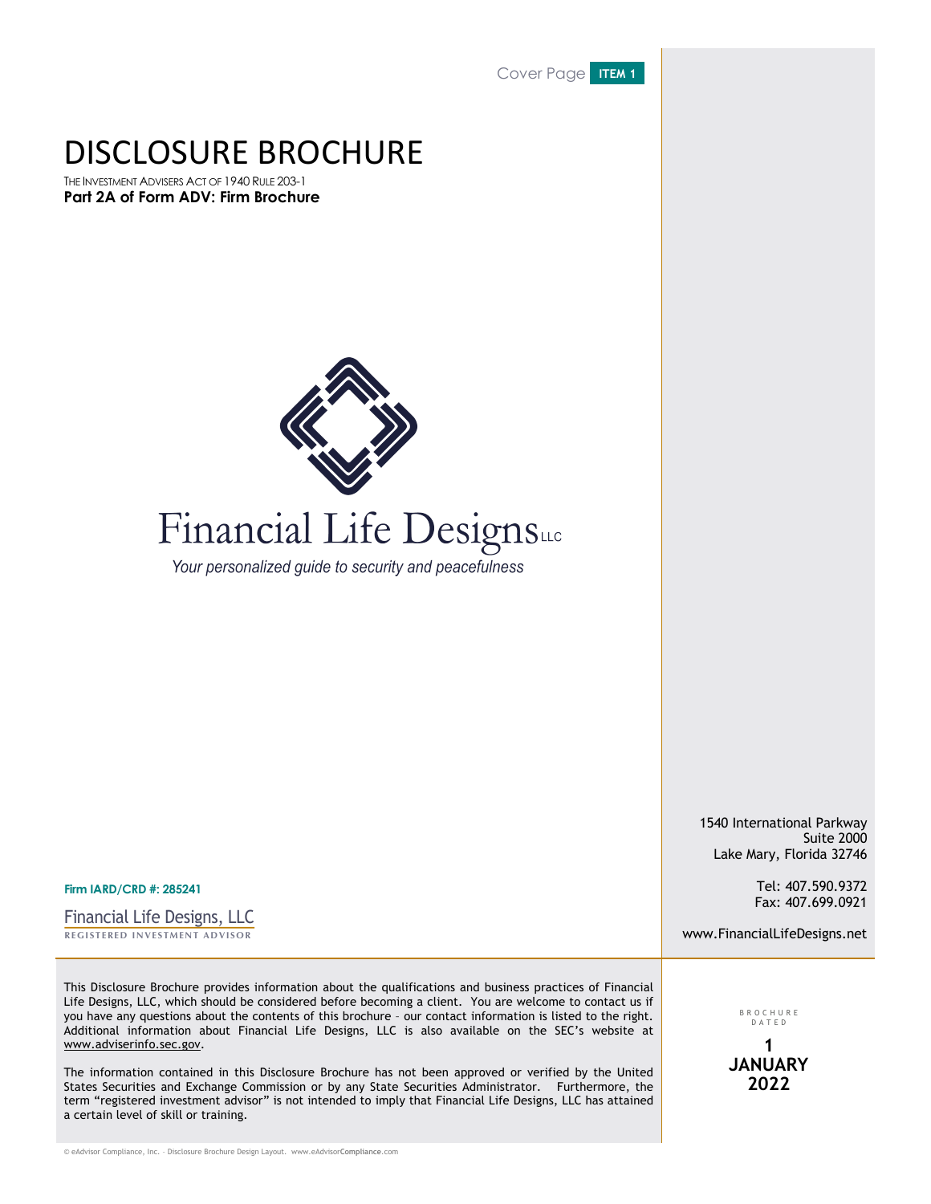Cover Page **ITEM 1**

# DISCLOSURE BROCHURE

THE INVESTMENT ADVISERS ACT OF 1940 RULE 203-1

**Part 2A of Form ADV: Firm Brochure**

Financial Life Designs LLC

*Your personalized guide to security and peacefulness*

1540 International Parkway
Suite 2000
Lake Mary, Florida 32746

Tel: 407.590.9372
Fax: 407.699.0921

www.FinancialLifeDesigns.net

**Firm IARD/CRD #: 285241**

Financial Life Designs, LLC
REGISTERED INVESTMENT ADVISOR

This Disclosure Brochure provides information about the qualifications and business practices of Financial Life Designs, LLC, which should be considered before becoming a client. You are welcome to contact us if you have any questions about the contents of this brochure – our contact information is listed to the right. Additional information about Financial Life Designs, LLC is also available on the SEC's website at www.adviserinfo.sec.gov.

The information contained in this Disclosure Brochure has not been approved or verified by the United States Securities and Exchange Commission or by any State Securities Administrator. Furthermore, the term "registered investment advisor" is not intended to imply that Financial Life Designs, LLC has attained a certain level of skill or training.

BROCHURE DATED

**1 JANUARY 2022**

© eAdvisor Compliance, Inc. - Disclosure Brochure Design Layout. www.eAdvisorCompliance.com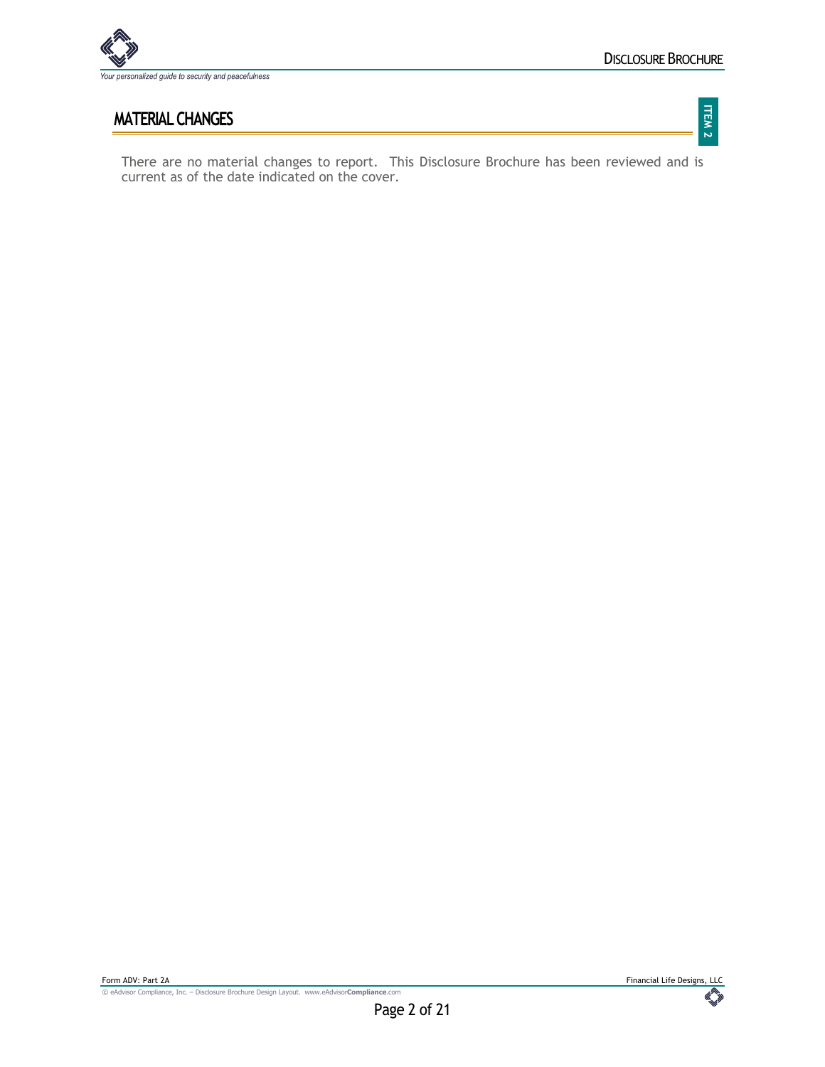## MATERIAL CHANGES

There are no material changes to report. This Disclosure Brochure has been reviewed and is current as of the date indicated on the cover.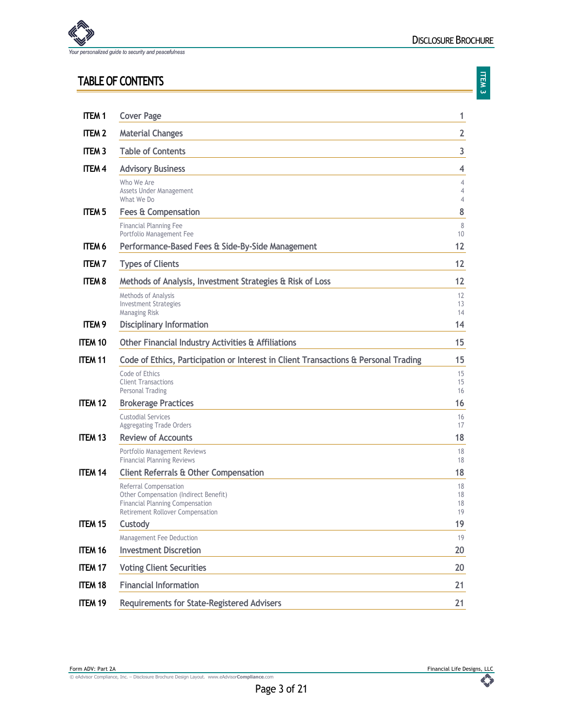# TABLE OF CONTENTS

| ITEM | Section | Page |
|---|---|---|
| ITEM 1 | Cover Page | 1 |
| ITEM 2 | Material Changes | 2 |
| ITEM 3 | Table of Contents | 3 |
| ITEM 4 | Advisory Business | 4 |
| | Who We Are | 4 |
| | Assets Under Management | 4 |
| | What We Do | 4 |
| ITEM 5 | Fees & Compensation | 8 |
| | Financial Planning Fee | 8 |
| | Portfolio Management Fee | 10 |
| ITEM 6 | Performance-Based Fees & Side-By-Side Management | 12 |
| ITEM 7 | Types of Clients | 12 |
| ITEM 8 | Methods of Analysis, Investment Strategies & Risk of Loss | 12 |
| | Methods of Analysis | 12 |
| | Investment Strategies | 13 |
| | Managing Risk | 14 |
| ITEM 9 | Disciplinary Information | 14 |
| ITEM 10 | Other Financial Industry Activities & Affiliations | 15 |
| ITEM 11 | Code of Ethics, Participation or Interest in Client Transactions & Personal Trading | 15 |
| | Code of Ethics | 15 |
| | Client Transactions | 15 |
| | Personal Trading | 16 |
| ITEM 12 | Brokerage Practices | 16 |
| | Custodial Services | 16 |
| | Aggregating Trade Orders | 17 |
| ITEM 13 | Review of Accounts | 18 |
| | Portfolio Management Reviews | 18 |
| | Financial Planning Reviews | 18 |
| ITEM 14 | Client Referrals & Other Compensation | 18 |
| | Referral Compensation | 18 |
| | Other Compensation (Indirect Benefit) | 18 |
| | Financial Planning Compensation | 18 |
| | Retirement Rollover Compensation | 19 |
| ITEM 15 | Custody | 19 |
| | Management Fee Deduction | 19 |
| ITEM 16 | Investment Discretion | 20 |
| ITEM 17 | Voting Client Securities | 20 |
| ITEM 18 | Financial Information | 21 |
| ITEM 19 | Requirements for State-Registered Advisers | 21 |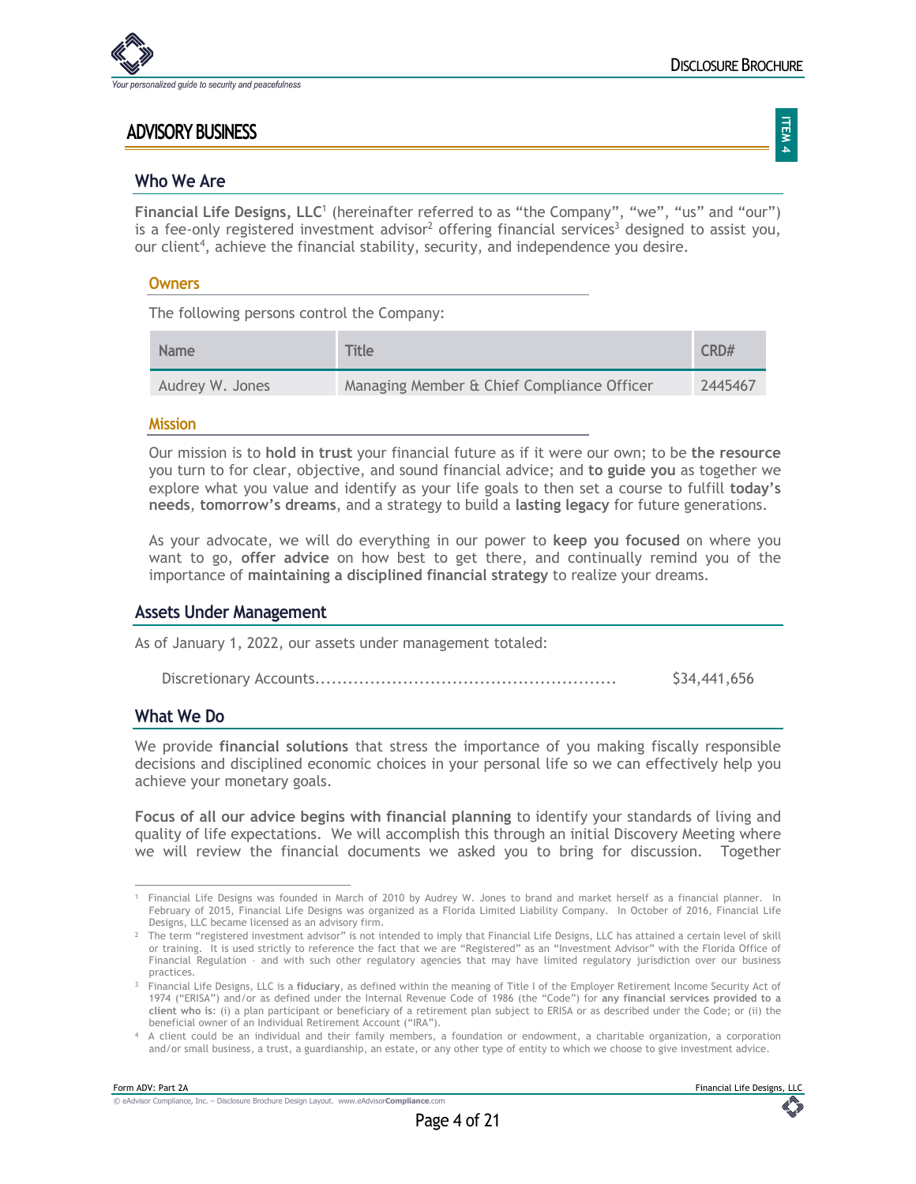# ADVISORY BUSINESS

## Who We Are

**Financial Life Designs, LLC**[1] (hereinafter referred to as "the Company", "we", "us" and "our") is a fee-only registered investment advisor[2] offering financial services[3] designed to assist you, our client[4], achieve the financial stability, security, and independence you desire.

### Owners

The following persons control the Company:

| Name | Title | CRD# |
|---|---|---|
| Audrey W. Jones | Managing Member & Chief Compliance Officer | 2445467 |

### Mission

Our mission is to **hold in trust** your financial future as if it were our own; to be **the resource** you turn to for clear, objective, and sound financial advice; and **to guide you** as together we explore what you value and identify as your life goals to then set a course to fulfill **today's needs**, **tomorrow's dreams**, and a strategy to build a **lasting legacy** for future generations.

As your advocate, we will do everything in our power to **keep you focused** on where you want to go, **offer advice** on how best to get there, and continually remind you of the importance of **maintaining a disciplined financial strategy** to realize your dreams.

## Assets Under Management

As of January 1, 2022, our assets under management totaled:

Discretionary Accounts....................................................... $34,441,656

## What We Do

We provide **financial solutions** that stress the importance of you making fiscally responsible decisions and disciplined economic choices in your personal life so we can effectively help you achieve your monetary goals.

**Focus of all our advice begins with financial planning** to identify your standards of living and quality of life expectations. We will accomplish this through an initial Discovery Meeting where we will review the financial documents we asked you to bring for discussion. Together

---

[1] Financial Life Designs was founded in March of 2010 by Audrey W. Jones to brand and market herself as a financial planner. In February of 2015, Financial Life Designs was organized as a Florida Limited Liability Company. In October of 2016, Financial Life Designs, LLC became licensed as an advisory firm.

[2] The term "registered investment advisor" is not intended to imply that Financial Life Designs, LLC has attained a certain level of skill or training. It is used strictly to reference the fact that we are "Registered" as an "Investment Advisor" with the Florida Office of Financial Regulation – and with such other regulatory agencies that may have limited regulatory jurisdiction over our business practices.

[3] Financial Life Designs, LLC is a **fiduciary**, as defined within the meaning of Title I of the Employer Retirement Income Security Act of 1974 ("ERISA") and/or as defined under the Internal Revenue Code of 1986 (the "Code") for **any financial services provided to a client who is**: (i) a plan participant or beneficiary of a retirement plan subject to ERISA or as described under the Code; or (ii) the beneficial owner of an Individual Retirement Account ("IRA").

[4] A client could be an individual and their family members, a foundation or endowment, a charitable organization, a corporation and/or small business, a trust, a guardianship, an estate, or any other type of entity to which we choose to give investment advice.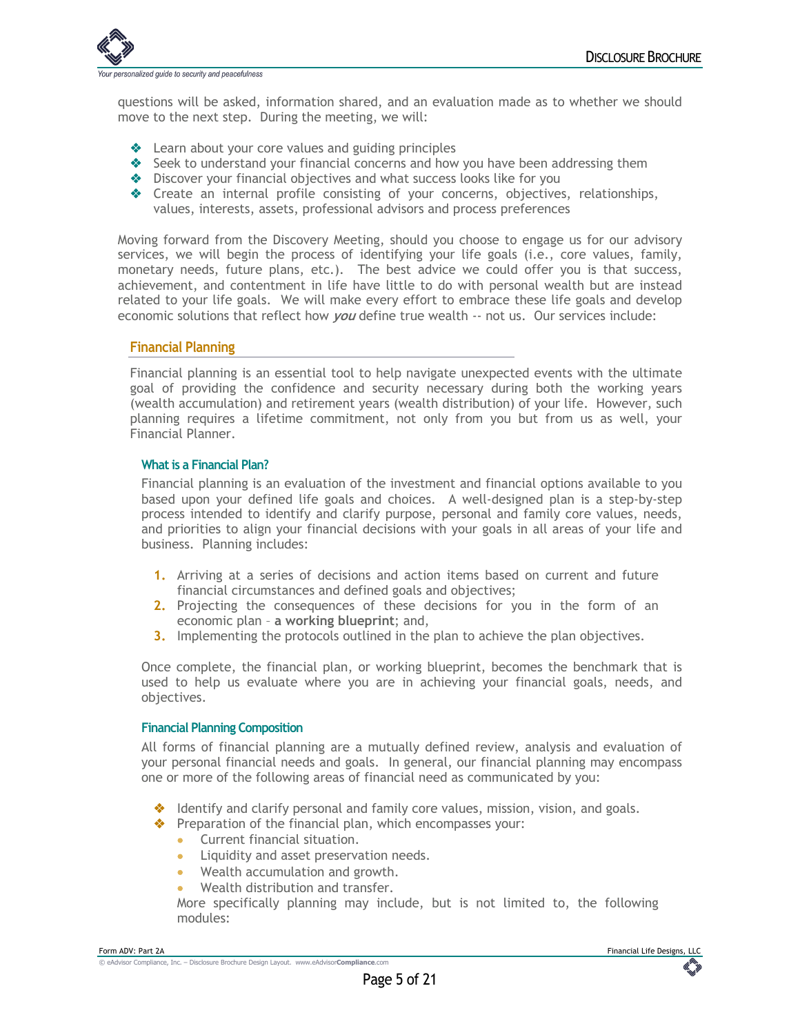questions will be asked, information shared, and an evaluation made as to whether we should move to the next step. During the meeting, we will:

- Learn about your core values and guiding principles
- Seek to understand your financial concerns and how you have been addressing them
- Discover your financial objectives and what success looks like for you
- Create an internal profile consisting of your concerns, objectives, relationships, values, interests, assets, professional advisors and process preferences

Moving forward from the Discovery Meeting, should you choose to engage us for our advisory services, we will begin the process of identifying your life goals (i.e., core values, family, monetary needs, future plans, etc.). The best advice we could offer you is that success, achievement, and contentment in life have little to do with personal wealth but are instead related to your life goals. We will make every effort to embrace these life goals and develop economic solutions that reflect how ***you*** define true wealth -- not us. Our services include:

## Financial Planning

Financial planning is an essential tool to help navigate unexpected events with the ultimate goal of providing the confidence and security necessary during both the working years (wealth accumulation) and retirement years (wealth distribution) of your life. However, such planning requires a lifetime commitment, not only from you but from us as well, your Financial Planner.

### What is a Financial Plan?

Financial planning is an evaluation of the investment and financial options available to you based upon your defined life goals and choices. A well-designed plan is a step-by-step process intended to identify and clarify purpose, personal and family core values, needs, and priorities to align your financial decisions with your goals in all areas of your life and business. Planning includes:

1. Arriving at a series of decisions and action items based on current and future financial circumstances and defined goals and objectives;
2. Projecting the consequences of these decisions for you in the form of an economic plan – **a working blueprint**; and,
3. Implementing the protocols outlined in the plan to achieve the plan objectives.

Once complete, the financial plan, or working blueprint, becomes the benchmark that is used to help us evaluate where you are in achieving your financial goals, needs, and objectives.

### Financial Planning Composition

All forms of financial planning are a mutually defined review, analysis and evaluation of your personal financial needs and goals. In general, our financial planning may encompass one or more of the following areas of financial need as communicated by you:

- Identify and clarify personal and family core values, mission, vision, and goals.
- Preparation of the financial plan, which encompasses your:
  - Current financial situation.
  - Liquidity and asset preservation needs.
  - Wealth accumulation and growth.
  - Wealth distribution and transfer.

  More specifically planning may include, but is not limited to, the following modules: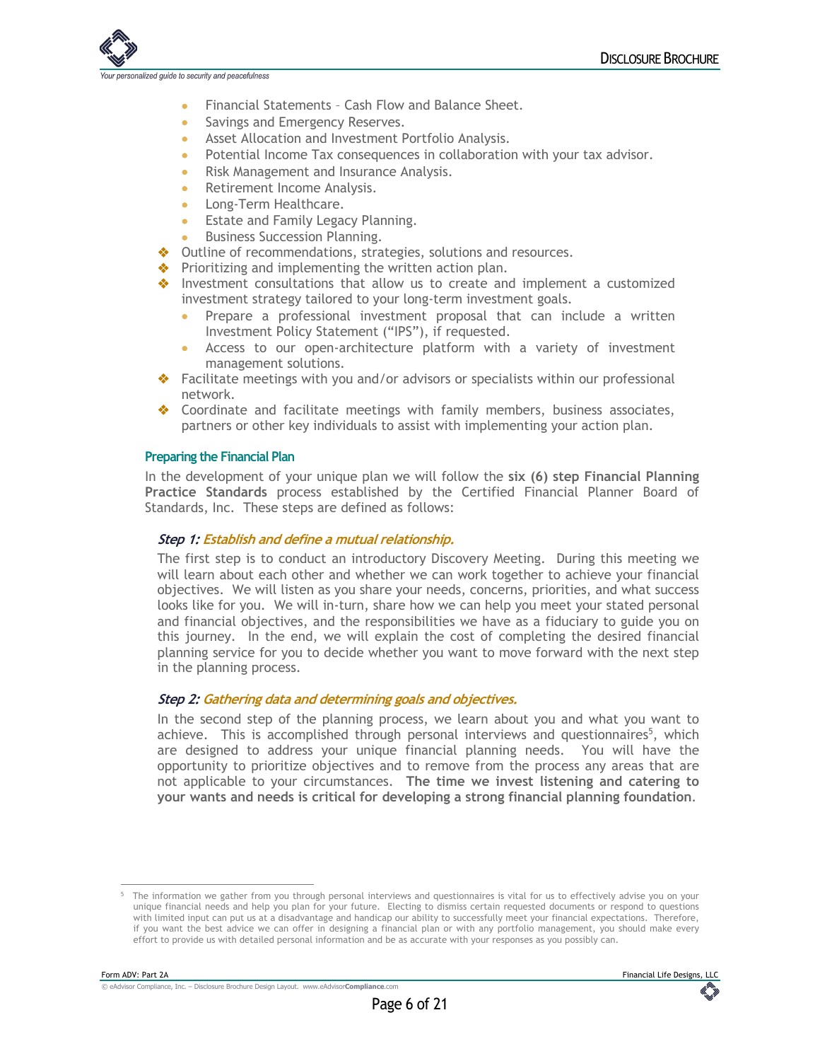- Financial Statements – Cash Flow and Balance Sheet.
- Savings and Emergency Reserves.
- Asset Allocation and Investment Portfolio Analysis.
- Potential Income Tax consequences in collaboration with your tax advisor.
- Risk Management and Insurance Analysis.
- Retirement Income Analysis.
- Long-Term Healthcare.
- Estate and Family Legacy Planning.
- Business Succession Planning.

- Outline of recommendations, strategies, solutions and resources.
- Prioritizing and implementing the written action plan.
- Investment consultations that allow us to create and implement a customized investment strategy tailored to your long-term investment goals.
  - Prepare a professional investment proposal that can include a written Investment Policy Statement ("IPS"), if requested.
  - Access to our open-architecture platform with a variety of investment management solutions.
- Facilitate meetings with you and/or advisors or specialists within our professional network.
- Coordinate and facilitate meetings with family members, business associates, partners or other key individuals to assist with implementing your action plan.

### Preparing the Financial Plan

In the development of your unique plan we will follow the **six (6) step Financial Planning Practice Standards** process established by the Certified Financial Planner Board of Standards, Inc. These steps are defined as follows:

#### *Step 1: Establish and define a mutual relationship.*

The first step is to conduct an introductory Discovery Meeting. During this meeting we will learn about each other and whether we can work together to achieve your financial objectives. We will listen as you share your needs, concerns, priorities, and what success looks like for you. We will in-turn, share how we can help you meet your stated personal and financial objectives, and the responsibilities we have as a fiduciary to guide you on this journey. In the end, we will explain the cost of completing the desired financial planning service for you to decide whether you want to move forward with the next step in the planning process.

#### *Step 2: Gathering data and determining goals and objectives.*

In the second step of the planning process, we learn about you and what you want to achieve. This is accomplished through personal interviews and questionnaires[5], which are designed to address your unique financial planning needs. You will have the opportunity to prioritize objectives and to remove from the process any areas that are not applicable to your circumstances. **The time we invest listening and catering to your wants and needs is critical for developing a strong financial planning foundation**.

---

[5] The information we gather from you through personal interviews and questionnaires is vital for us to effectively advise you on your unique financial needs and help you plan for your future. Electing to dismiss certain requested documents or respond to questions with limited input can put us at a disadvantage and handicap our ability to successfully meet your financial expectations. Therefore, if you want the best advice we can offer in designing a financial plan or with any portfolio management, you should make every effort to provide us with detailed personal information and be as accurate with your responses as you possibly can.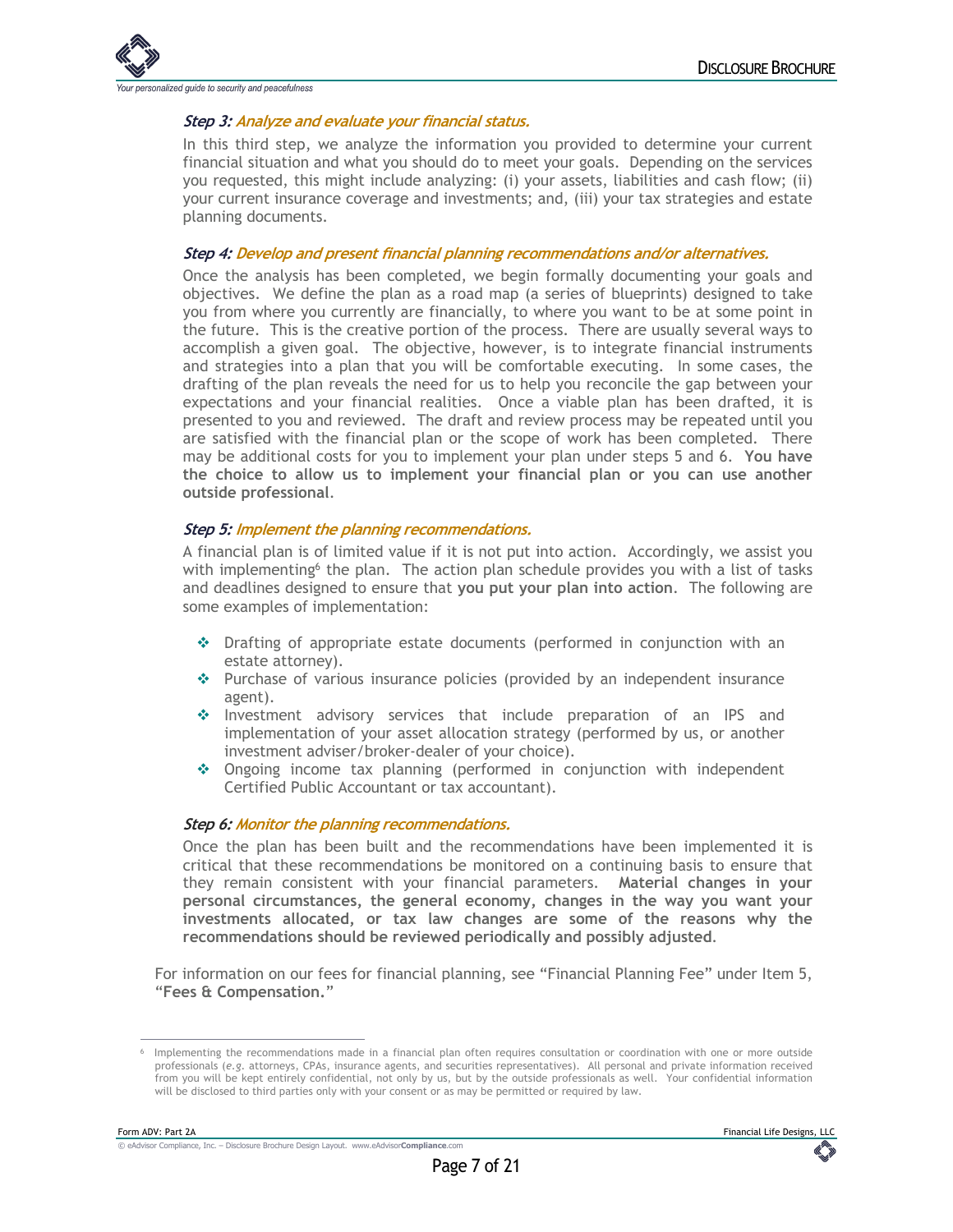### *Step 3: Analyze and evaluate your financial status.*

In this third step, we analyze the information you provided to determine your current financial situation and what you should do to meet your goals. Depending on the services you requested, this might include analyzing: (i) your assets, liabilities and cash flow; (ii) your current insurance coverage and investments; and, (iii) your tax strategies and estate planning documents.

### *Step 4: Develop and present financial planning recommendations and/or alternatives.*

Once the analysis has been completed, we begin formally documenting your goals and objectives. We define the plan as a road map (a series of blueprints) designed to take you from where you currently are financially, to where you want to be at some point in the future. This is the creative portion of the process. There are usually several ways to accomplish a given goal. The objective, however, is to integrate financial instruments and strategies into a plan that you will be comfortable executing. In some cases, the drafting of the plan reveals the need for us to help you reconcile the gap between your expectations and your financial realities. Once a viable plan has been drafted, it is presented to you and reviewed. The draft and review process may be repeated until you are satisfied with the financial plan or the scope of work has been completed. There may be additional costs for you to implement your plan under steps 5 and 6. **You have the choice to allow us to implement your financial plan or you can use another outside professional**.

### *Step 5: Implement the planning recommendations.*

A financial plan is of limited value if it is not put into action. Accordingly, we assist you with implementing[6] the plan. The action plan schedule provides you with a list of tasks and deadlines designed to ensure that **you put your plan into action**. The following are some examples of implementation:

- Drafting of appropriate estate documents (performed in conjunction with an estate attorney).
- Purchase of various insurance policies (provided by an independent insurance agent).
- Investment advisory services that include preparation of an IPS and implementation of your asset allocation strategy (performed by us, or another investment adviser/broker-dealer of your choice).
- Ongoing income tax planning (performed in conjunction with independent Certified Public Accountant or tax accountant).

### *Step 6: Monitor the planning recommendations.*

Once the plan has been built and the recommendations have been implemented it is critical that these recommendations be monitored on a continuing basis to ensure that they remain consistent with your financial parameters. **Material changes in your personal circumstances, the general economy, changes in the way you want your investments allocated, or tax law changes are some of the reasons why the recommendations should be reviewed periodically and possibly adjusted**.

For information on our fees for financial planning, see "Financial Planning Fee" under Item 5, "**Fees & Compensation.**"

---

[6] Implementing the recommendations made in a financial plan often requires consultation or coordination with one or more outside professionals (*e.g.* attorneys, CPAs, insurance agents, and securities representatives). All personal and private information received from you will be kept entirely confidential, not only by us, but by the outside professionals as well. Your confidential information will be disclosed to third parties only with your consent or as may be permitted or required by law.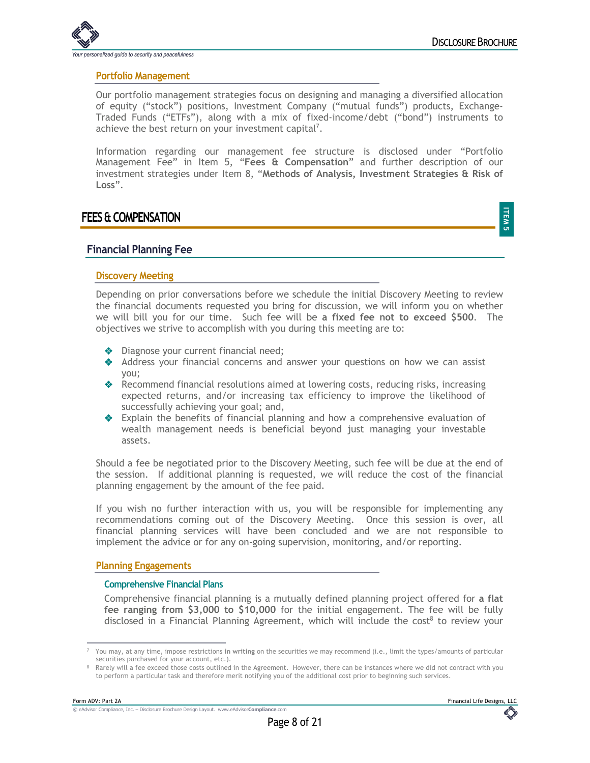### Portfolio Management

Our portfolio management strategies focus on designing and managing a diversified allocation of equity (“stock”) positions, Investment Company (“mutual funds”) products, Exchange-Traded Funds (“ETFs”), along with a mix of fixed-income/debt (“bond”) instruments to achieve the best return on your investment capital[7].

Information regarding our management fee structure is disclosed under “Portfolio Management Fee” in Item 5, “**Fees & Compensation**” and further description of our investment strategies under Item 8, “**Methods of Analysis, Investment Strategies & Risk of Loss**”.

# FEES & COMPENSATION

ITEM 5

## Financial Planning Fee

### Discovery Meeting

Depending on prior conversations before we schedule the initial Discovery Meeting to review the financial documents requested you bring for discussion, we will inform you on whether we will bill you for our time. Such fee will be **a fixed fee not to exceed $500**. The objectives we strive to accomplish with you during this meeting are to:

- Diagnose your current financial need;
- Address your financial concerns and answer your questions on how we can assist you;
- Recommend financial resolutions aimed at lowering costs, reducing risks, increasing expected returns, and/or increasing tax efficiency to improve the likelihood of successfully achieving your goal; and,
- Explain the benefits of financial planning and how a comprehensive evaluation of wealth management needs is beneficial beyond just managing your investable assets.

Should a fee be negotiated prior to the Discovery Meeting, such fee will be due at the end of the session. If additional planning is requested, we will reduce the cost of the financial planning engagement by the amount of the fee paid.

If you wish no further interaction with us, you will be responsible for implementing any recommendations coming out of the Discovery Meeting. Once this session is over, all financial planning services will have been concluded and we are not responsible to implement the advice or for any on-going supervision, monitoring, and/or reporting.

### Planning Engagements

#### Comprehensive Financial Plans

Comprehensive financial planning is a mutually defined planning project offered for **a flat fee ranging from $3,000 to $10,000** for the initial engagement. The fee will be fully disclosed in a Financial Planning Agreement, which will include the cost[8] to review your

---

[7] You may, at any time, impose restrictions **in writing** on the securities we may recommend (i.e., limit the types/amounts of particular securities purchased for your account, etc.).

[8] Rarely will a fee exceed those costs outlined in the Agreement. However, there can be instances where we did not contract with you to perform a particular task and therefore merit notifying you of the additional cost prior to beginning such services.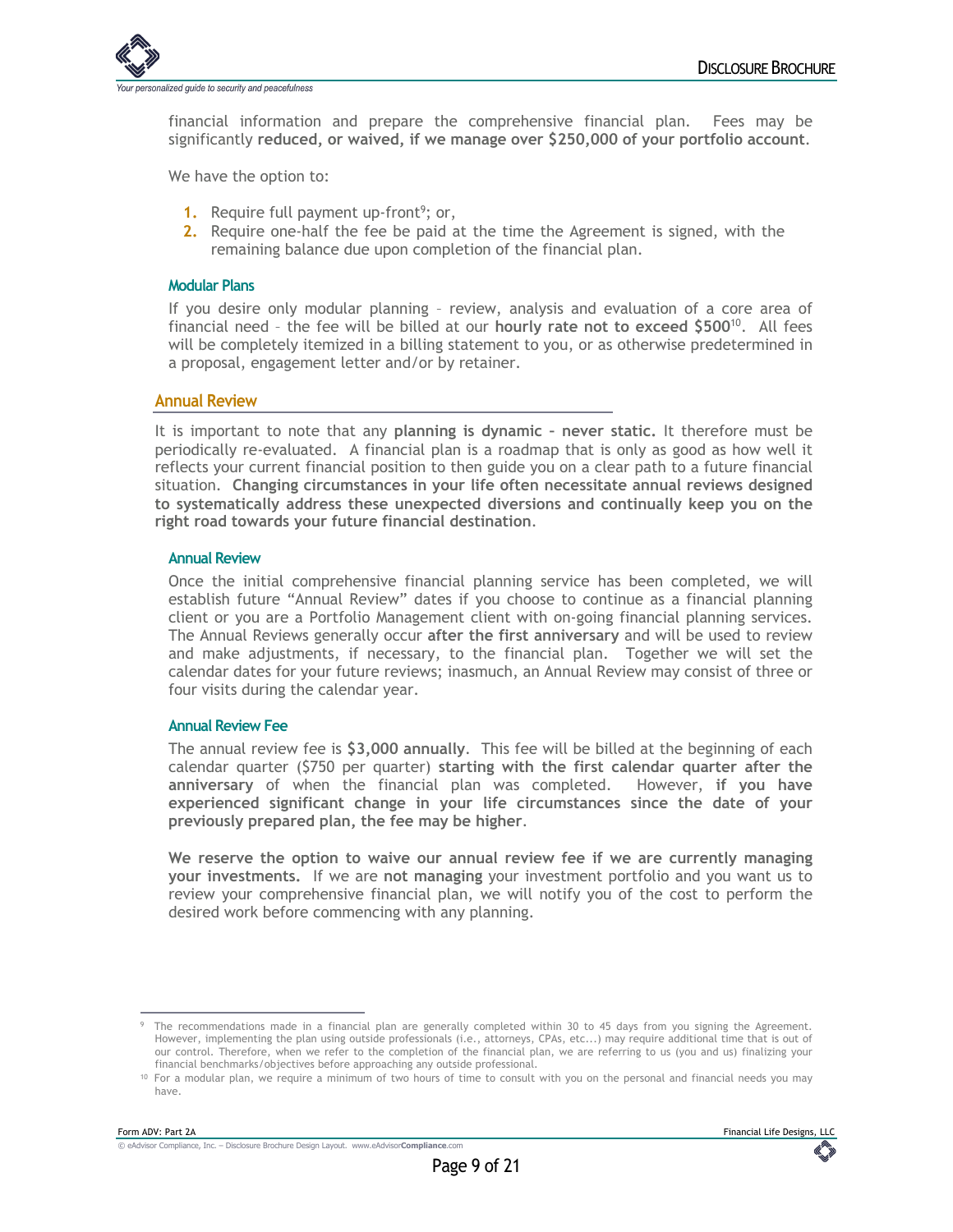financial information and prepare the comprehensive financial plan. Fees may be significantly **reduced, or waived, if we manage over $250,000 of your portfolio account**.

We have the option to:

1. Require full payment up-front[9]; or,
2. Require one-half the fee be paid at the time the Agreement is signed, with the remaining balance due upon completion of the financial plan.

### Modular Plans

If you desire only modular planning – review, analysis and evaluation of a core area of financial need – the fee will be billed at our **hourly rate not to exceed $500**[10]. All fees will be completely itemized in a billing statement to you, or as otherwise predetermined in a proposal, engagement letter and/or by retainer.

## Annual Review

It is important to note that any **planning is dynamic – never static.** It therefore must be periodically re-evaluated. A financial plan is a roadmap that is only as good as how well it reflects your current financial position to then guide you on a clear path to a future financial situation. **Changing circumstances in your life often necessitate annual reviews designed to systematically address these unexpected diversions and continually keep you on the right road towards your future financial destination**.

### Annual Review

Once the initial comprehensive financial planning service has been completed, we will establish future "Annual Review" dates if you choose to continue as a financial planning client or you are a Portfolio Management client with on-going financial planning services. The Annual Reviews generally occur **after the first anniversary** and will be used to review and make adjustments, if necessary, to the financial plan. Together we will set the calendar dates for your future reviews; inasmuch, an Annual Review may consist of three or four visits during the calendar year.

### Annual Review Fee

The annual review fee is **$3,000 annually**. This fee will be billed at the beginning of each calendar quarter ($750 per quarter) **starting with the first calendar quarter after the anniversary** of when the financial plan was completed. However, **if you have experienced significant change in your life circumstances since the date of your previously prepared plan, the fee may be higher**.

**We reserve the option to waive our annual review fee if we are currently managing your investments.** If we are **not managing** your investment portfolio and you want us to review your comprehensive financial plan, we will notify you of the cost to perform the desired work before commencing with any planning.

---

[9] The recommendations made in a financial plan are generally completed within 30 to 45 days from you signing the Agreement. However, implementing the plan using outside professionals (i.e., attorneys, CPAs, etc...) may require additional time that is out of our control. Therefore, when we refer to the completion of the financial plan, we are referring to us (you and us) finalizing your financial benchmarks/objectives before approaching any outside professional.

[10] For a modular plan, we require a minimum of two hours of time to consult with you on the personal and financial needs you may have.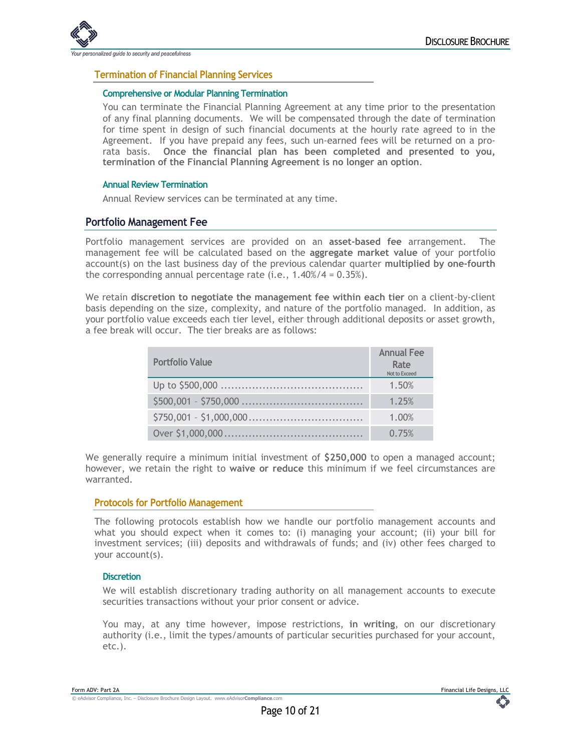### Termination of Financial Planning Services

#### Comprehensive or Modular Planning Termination

You can terminate the Financial Planning Agreement at any time prior to the presentation of any final planning documents. We will be compensated through the date of termination for time spent in design of such financial documents at the hourly rate agreed to in the Agreement. If you prepaid any fees, such un-earned fees will be returned on a pro-rata basis. **Once the financial plan has been completed and presented to you, termination of the Financial Planning Agreement is no longer an option**.

#### Annual Review Termination

Annual Review services can be terminated at any time.

## Portfolio Management Fee

Portfolio management services are provided on an **asset-based fee** arrangement. The management fee will be calculated based on the **aggregate market value** of your portfolio account(s) on the last business day of the previous calendar quarter **multiplied by one-fourth** the corresponding annual percentage rate (i.e., 1.40%/4 = 0.35%).

We retain **discretion to negotiate the management fee within each tier** on a client-by-client basis depending on the size, complexity, and nature of the portfolio managed. In addition, as your portfolio value exceeds each tier level, either through additional deposits or asset growth, a fee break will occur. The tier breaks are as follows:

| Portfolio Value | Annual Fee Rate Not to Exceed |
|---|---|
| Up to $500,000 | 1.50% |
| $500,001 – $750,000 | 1.25% |
| $750,001 – $1,000,000 | 1.00% |
| Over $1,000,000 | 0.75% |

We generally require a minimum initial investment of **$250,000** to open a managed account; however, we retain the right to **waive or reduce** this minimum if we feel circumstances are warranted.

### Protocols for Portfolio Management

The following protocols establish how we handle our portfolio management accounts and what you should expect when it comes to: (i) managing your account; (ii) your bill for investment services; (iii) deposits and withdrawals of funds; and (iv) other fees charged to your account(s).

#### Discretion

We will establish discretionary trading authority on all management accounts to execute securities transactions without your prior consent or advice.

You may, at any time however, impose restrictions, **in writing**, on our discretionary authority (i.e., limit the types/amounts of particular securities purchased for your account, etc.).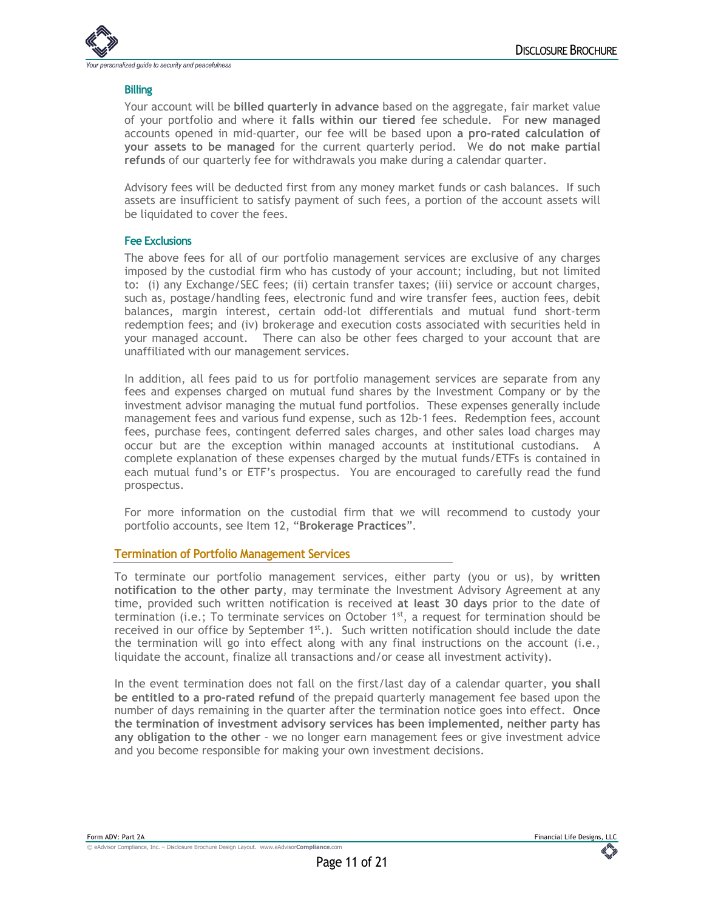### Billing

Your account will be **billed quarterly in advance** based on the aggregate, fair market value of your portfolio and where it **falls within our tiered** fee schedule. For **new managed** accounts opened in mid-quarter, our fee will be based upon **a pro-rated calculation of your assets to be managed** for the current quarterly period. We **do not make partial refunds** of our quarterly fee for withdrawals you make during a calendar quarter.

Advisory fees will be deducted first from any money market funds or cash balances. If such assets are insufficient to satisfy payment of such fees, a portion of the account assets will be liquidated to cover the fees.

### Fee Exclusions

The above fees for all of our portfolio management services are exclusive of any charges imposed by the custodial firm who has custody of your account; including, but not limited to: (i) any Exchange/SEC fees; (ii) certain transfer taxes; (iii) service or account charges, such as, postage/handling fees, electronic fund and wire transfer fees, auction fees, debit balances, margin interest, certain odd-lot differentials and mutual fund short-term redemption fees; and (iv) brokerage and execution costs associated with securities held in your managed account. There can also be other fees charged to your account that are unaffiliated with our management services.

In addition, all fees paid to us for portfolio management services are separate from any fees and expenses charged on mutual fund shares by the Investment Company or by the investment advisor managing the mutual fund portfolios. These expenses generally include management fees and various fund expense, such as 12b-1 fees. Redemption fees, account fees, purchase fees, contingent deferred sales charges, and other sales load charges may occur but are the exception within managed accounts at institutional custodians. A complete explanation of these expenses charged by the mutual funds/ETFs is contained in each mutual fund's or ETF's prospectus. You are encouraged to carefully read the fund prospectus.

For more information on the custodial firm that we will recommend to custody your portfolio accounts, see Item 12, "**Brokerage Practices**".

## Termination of Portfolio Management Services

To terminate our portfolio management services, either party (you or us), by **written notification to the other party**, may terminate the Investment Advisory Agreement at any time, provided such written notification is received **at least 30 days** prior to the date of termination (i.e.; To terminate services on October 1st, a request for termination should be received in our office by September 1st.). Such written notification should include the date the termination will go into effect along with any final instructions on the account (i.e., liquidate the account, finalize all transactions and/or cease all investment activity).

In the event termination does not fall on the first/last day of a calendar quarter, **you shall be entitled to a pro-rated refund** of the prepaid quarterly management fee based upon the number of days remaining in the quarter after the termination notice goes into effect. **Once the termination of investment advisory services has been implemented, neither party has any obligation to the other** – we no longer earn management fees or give investment advice and you become responsible for making your own investment decisions.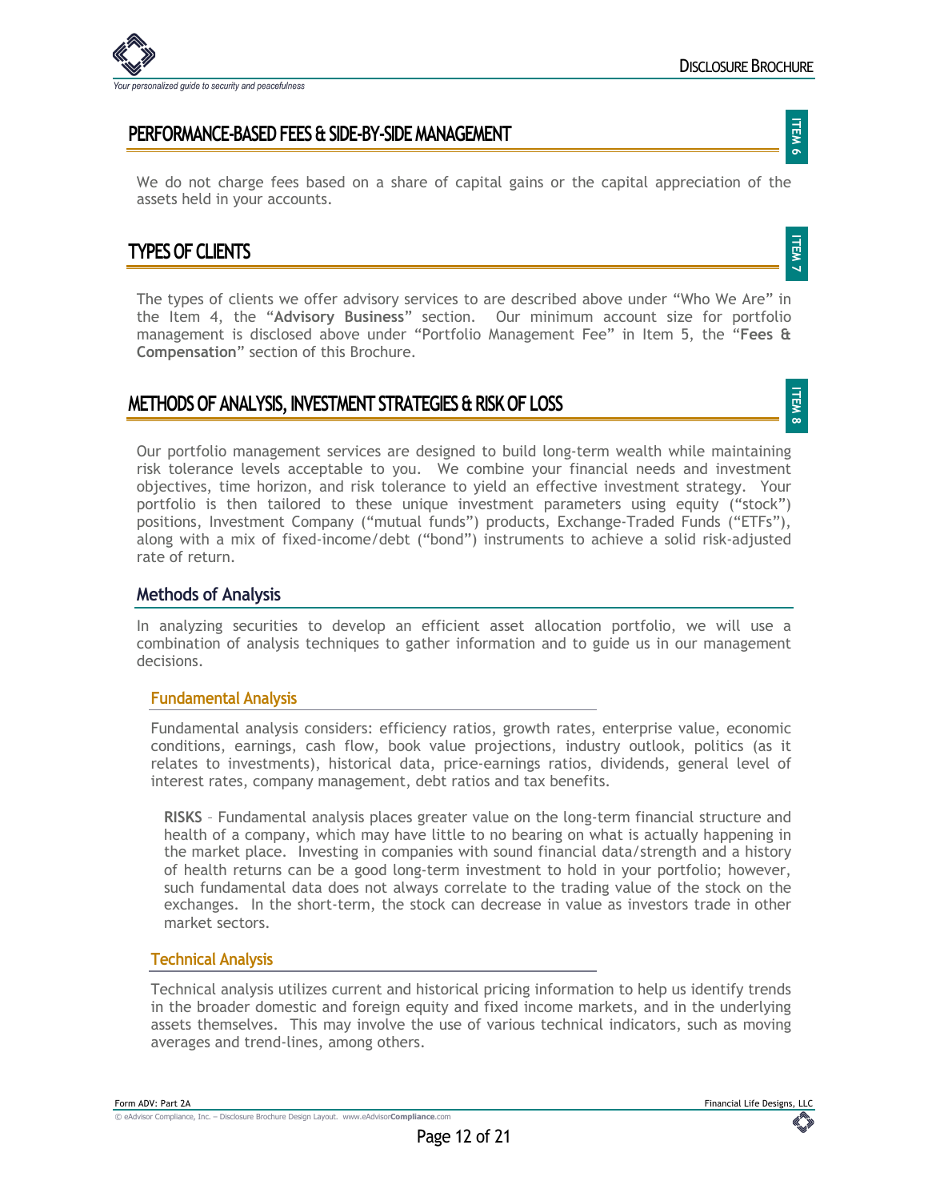## PERFORMANCE-BASED FEES & SIDE-BY-SIDE MANAGEMENT

We do not charge fees based on a share of capital gains or the capital appreciation of the assets held in your accounts.

## TYPES OF CLIENTS

The types of clients we offer advisory services to are described above under "Who We Are" in the Item 4, the "**Advisory Business**" section. Our minimum account size for portfolio management is disclosed above under "Portfolio Management Fee" in Item 5, the "**Fees & Compensation**" section of this Brochure.

## METHODS OF ANALYSIS, INVESTMENT STRATEGIES & RISK OF LOSS

Our portfolio management services are designed to build long-term wealth while maintaining risk tolerance levels acceptable to you. We combine your financial needs and investment objectives, time horizon, and risk tolerance to yield an effective investment strategy. Your portfolio is then tailored to these unique investment parameters using equity ("stock") positions, Investment Company ("mutual funds") products, Exchange-Traded Funds ("ETFs"), along with a mix of fixed-income/debt ("bond") instruments to achieve a solid risk-adjusted rate of return.

### Methods of Analysis

In analyzing securities to develop an efficient asset allocation portfolio, we will use a combination of analysis techniques to gather information and to guide us in our management decisions.

#### Fundamental Analysis

Fundamental analysis considers: efficiency ratios, growth rates, enterprise value, economic conditions, earnings, cash flow, book value projections, industry outlook, politics (as it relates to investments), historical data, price-earnings ratios, dividends, general level of interest rates, company management, debt ratios and tax benefits.

**RISKS** – Fundamental analysis places greater value on the long-term financial structure and health of a company, which may have little to no bearing on what is actually happening in the market place. Investing in companies with sound financial data/strength and a history of health returns can be a good long-term investment to hold in your portfolio; however, such fundamental data does not always correlate to the trading value of the stock on the exchanges. In the short-term, the stock can decrease in value as investors trade in other market sectors.

#### Technical Analysis

Technical analysis utilizes current and historical pricing information to help us identify trends in the broader domestic and foreign equity and fixed income markets, and in the underlying assets themselves. This may involve the use of various technical indicators, such as moving averages and trend-lines, among others.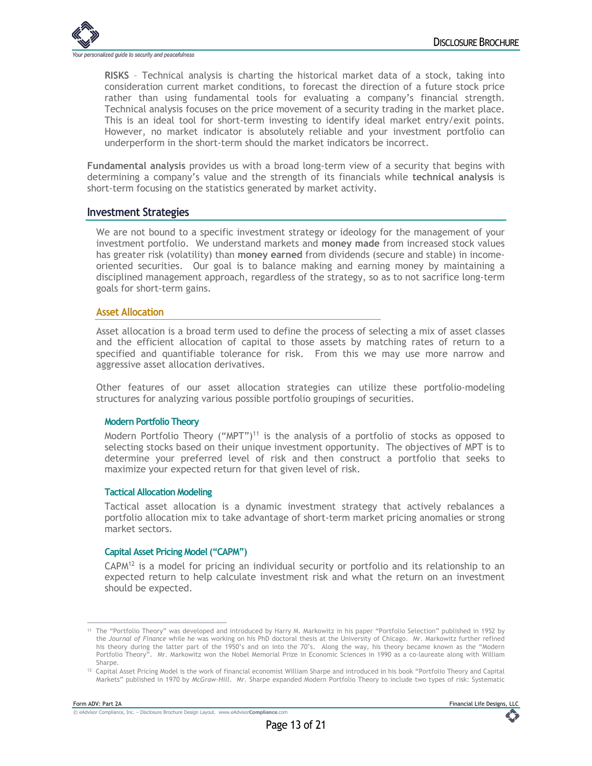**RISKS** – Technical analysis is charting the historical market data of a stock, taking into consideration current market conditions, to forecast the direction of a future stock price rather than using fundamental tools for evaluating a company's financial strength. Technical analysis focuses on the price movement of a security trading in the market place. This is an ideal tool for short-term investing to identify ideal market entry/exit points. However, no market indicator is absolutely reliable and your investment portfolio can underperform in the short-term should the market indicators be incorrect.

**Fundamental analysis** provides us with a broad long-term view of a security that begins with determining a company's value and the strength of its financials while **technical analysis** is short-term focusing on the statistics generated by market activity.

## Investment Strategies

We are not bound to a specific investment strategy or ideology for the management of your investment portfolio. We understand markets and **money made** from increased stock values has greater risk (volatility) than **money earned** from dividends (secure and stable) in income-oriented securities. Our goal is to balance making and earning money by maintaining a disciplined management approach, regardless of the strategy, so as to not sacrifice long-term goals for short-term gains.

### Asset Allocation

Asset allocation is a broad term used to define the process of selecting a mix of asset classes and the efficient allocation of capital to those assets by matching rates of return to a specified and quantifiable tolerance for risk. From this we may use more narrow and aggressive asset allocation derivatives.

Other features of our asset allocation strategies can utilize these portfolio-modeling structures for analyzing various possible portfolio groupings of securities.

#### Modern Portfolio Theory

Modern Portfolio Theory ("MPT")[11] is the analysis of a portfolio of stocks as opposed to selecting stocks based on their unique investment opportunity. The objectives of MPT is to determine your preferred level of risk and then construct a portfolio that seeks to maximize your expected return for that given level of risk.

#### Tactical Allocation Modeling

Tactical asset allocation is a dynamic investment strategy that actively rebalances a portfolio allocation mix to take advantage of short-term market pricing anomalies or strong market sectors.

#### Capital Asset Pricing Model ("CAPM")

CAPM[12] is a model for pricing an individual security or portfolio and its relationship to an expected return to help calculate investment risk and what the return on an investment should be expected.

---

[11] The "Portfolio Theory" was developed and introduced by Harry M. Markowitz in his paper "Portfolio Selection" published in 1952 by the *Journal of Finance* while he was working on his PhD doctoral thesis at the University of Chicago. Mr. Markowitz further refined his theory during the latter part of the 1950's and on into the 70's. Along the way, his theory became known as the "Modern Portfolio Theory". Mr. Markowitz won the Nobel Memorial Prize in Economic Sciences in 1990 as a co-laureate along with William Sharpe.

[12] Capital Asset Pricing Model is the work of financial economist William Sharpe and introduced in his book "Portfolio Theory and Capital Markets" published in 1970 by *McGraw-Hill*. Mr. Sharpe expanded Modern Portfolio Theory to include two types of risk: Systematic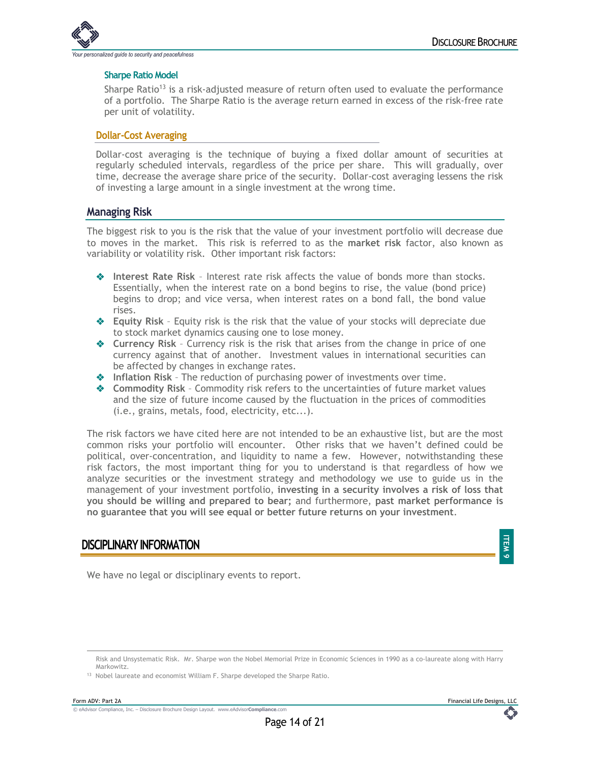### Sharpe Ratio Model

Sharpe Ratio[13] is a risk-adjusted measure of return often used to evaluate the performance of a portfolio. The Sharpe Ratio is the average return earned in excess of the risk-free rate per unit of volatility.

### Dollar-Cost Averaging

Dollar-cost averaging is the technique of buying a fixed dollar amount of securities at regularly scheduled intervals, regardless of the price per share. This will gradually, over time, decrease the average share price of the security. Dollar-cost averaging lessens the risk of investing a large amount in a single investment at the wrong time.

## Managing Risk

The biggest risk to you is the risk that the value of your investment portfolio will decrease due to moves in the market. This risk is referred to as the **market risk** factor, also known as variability or volatility risk. Other important risk factors:

- **Interest Rate Risk** – Interest rate risk affects the value of bonds more than stocks. Essentially, when the interest rate on a bond begins to rise, the value (bond price) begins to drop; and vice versa, when interest rates on a bond fall, the bond value rises.
- **Equity Risk** – Equity risk is the risk that the value of your stocks will depreciate due to stock market dynamics causing one to lose money.
- **Currency Risk** – Currency risk is the risk that arises from the change in price of one currency against that of another. Investment values in international securities can be affected by changes in exchange rates.
- **Inflation Risk** – The reduction of purchasing power of investments over time.
- **Commodity Risk** – Commodity risk refers to the uncertainties of future market values and the size of future income caused by the fluctuation in the prices of commodities (i.e., grains, metals, food, electricity, etc...).

The risk factors we have cited here are not intended to be an exhaustive list, but are the most common risks your portfolio will encounter. Other risks that we haven't defined could be political, over-concentration, and liquidity to name a few. However, notwithstanding these risk factors, the most important thing for you to understand is that regardless of how we analyze securities or the investment strategy and methodology we use to guide us in the management of your investment portfolio, **investing in a security involves a risk of loss that you should be willing and prepared to bear;** and furthermore, **past market performance is no guarantee that you will see equal or better future returns on your investment**.

# DISCIPLINARY INFORMATION

ITEM 9

We have no legal or disciplinary events to report.

---

Risk and Unsystematic Risk. Mr. Sharpe won the Nobel Memorial Prize in Economic Sciences in 1990 as a co-laureate along with Harry Markowitz.

[13] Nobel laureate and economist William F. Sharpe developed the Sharpe Ratio.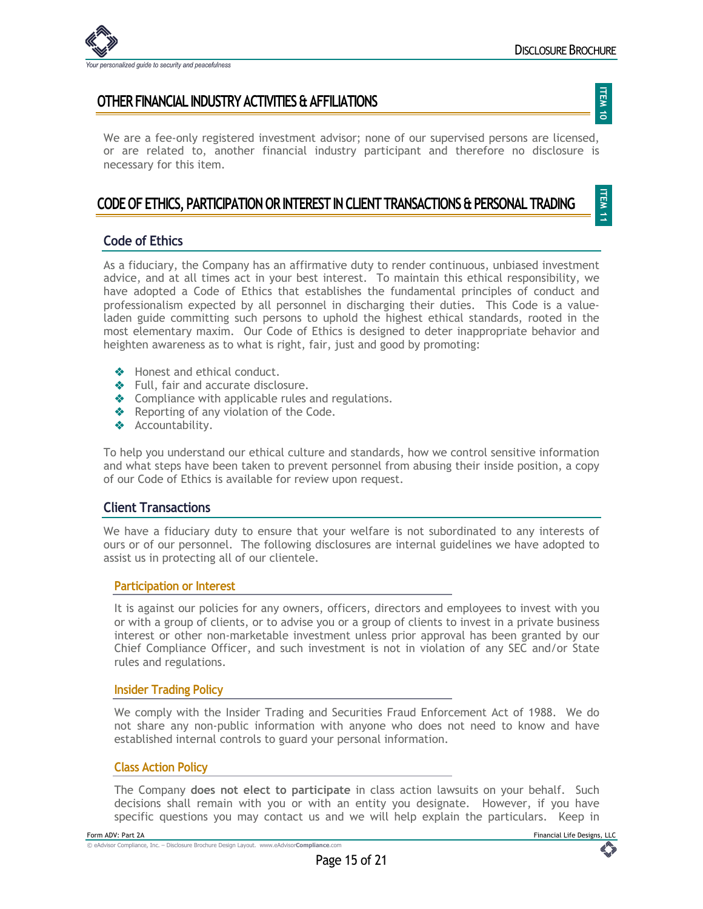## OTHER FINANCIAL INDUSTRY ACTIVITIES & AFFILIATIONS

ITEM 10

We are a fee-only registered investment advisor; none of our supervised persons are licensed, or are related to, another financial industry participant and therefore no disclosure is necessary for this item.

## CODE OF ETHICS, PARTICIPATION OR INTEREST IN CLIENT TRANSACTIONS & PERSONAL TRADING

ITEM 11

### Code of Ethics

As a fiduciary, the Company has an affirmative duty to render continuous, unbiased investment advice, and at all times act in your best interest. To maintain this ethical responsibility, we have adopted a Code of Ethics that establishes the fundamental principles of conduct and professionalism expected by all personnel in discharging their duties. This Code is a value-laden guide committing such persons to uphold the highest ethical standards, rooted in the most elementary maxim. Our Code of Ethics is designed to deter inappropriate behavior and heighten awareness as to what is right, fair, just and good by promoting:

- Honest and ethical conduct.
- Full, fair and accurate disclosure.
- Compliance with applicable rules and regulations.
- Reporting of any violation of the Code.
- Accountability.

To help you understand our ethical culture and standards, how we control sensitive information and what steps have been taken to prevent personnel from abusing their inside position, a copy of our Code of Ethics is available for review upon request.

### Client Transactions

We have a fiduciary duty to ensure that your welfare is not subordinated to any interests of ours or of our personnel. The following disclosures are internal guidelines we have adopted to assist us in protecting all of our clientele.

#### Participation or Interest

It is against our policies for any owners, officers, directors and employees to invest with you or with a group of clients, or to advise you or a group of clients to invest in a private business interest or other non-marketable investment unless prior approval has been granted by our Chief Compliance Officer, and such investment is not in violation of any SEC and/or State rules and regulations.

#### Insider Trading Policy

We comply with the Insider Trading and Securities Fraud Enforcement Act of 1988. We do not share any non-public information with anyone who does not need to know and have established internal controls to guard your personal information.

#### Class Action Policy

The Company **does not elect to participate** in class action lawsuits on your behalf. Such decisions shall remain with you or with an entity you designate. However, if you have specific questions you may contact us and we will help explain the particulars. Keep in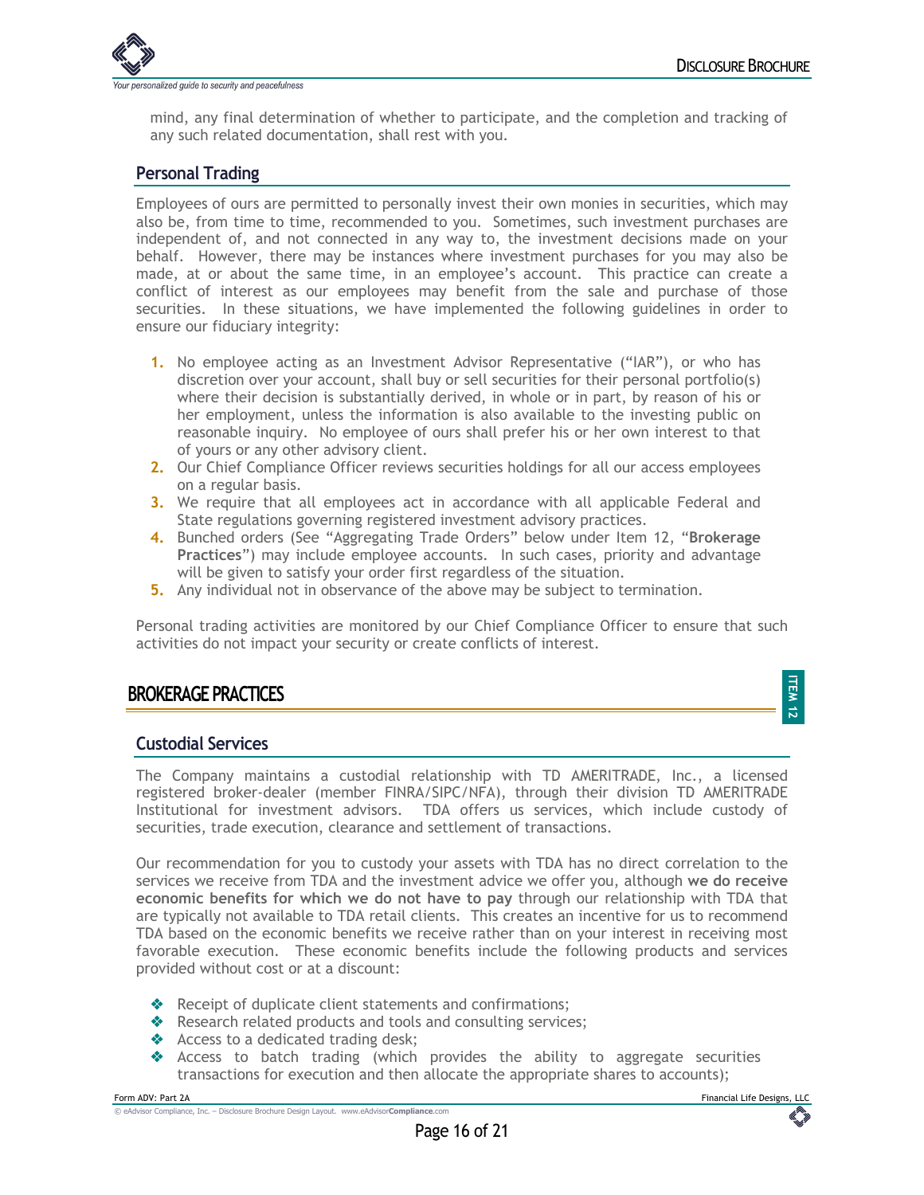mind, any final determination of whether to participate, and the completion and tracking of any such related documentation, shall rest with you.

### Personal Trading

Employees of ours are permitted to personally invest their own monies in securities, which may also be, from time to time, recommended to you. Sometimes, such investment purchases are independent of, and not connected in any way to, the investment decisions made on your behalf. However, there may be instances where investment purchases for you may also be made, at or about the same time, in an employee's account. This practice can create a conflict of interest as our employees may benefit from the sale and purchase of those securities. In these situations, we have implemented the following guidelines in order to ensure our fiduciary integrity:

1. No employee acting as an Investment Advisor Representative ("IAR"), or who has discretion over your account, shall buy or sell securities for their personal portfolio(s) where their decision is substantially derived, in whole or in part, by reason of his or her employment, unless the information is also available to the investing public on reasonable inquiry. No employee of ours shall prefer his or her own interest to that of yours or any other advisory client.
2. Our Chief Compliance Officer reviews securities holdings for all our access employees on a regular basis.
3. We require that all employees act in accordance with all applicable Federal and State regulations governing registered investment advisory practices.
4. Bunched orders (See "Aggregating Trade Orders" below under Item 12, "**Brokerage Practices**") may include employee accounts. In such cases, priority and advantage will be given to satisfy your order first regardless of the situation.
5. Any individual not in observance of the above may be subject to termination.

Personal trading activities are monitored by our Chief Compliance Officer to ensure that such activities do not impact your security or create conflicts of interest.

## BROKERAGE PRACTICES

ITEM 12

### Custodial Services

The Company maintains a custodial relationship with TD AMERITRADE, Inc., a licensed registered broker-dealer (member FINRA/SIPC/NFA), through their division TD AMERITRADE Institutional for investment advisors. TDA offers us services, which include custody of securities, trade execution, clearance and settlement of transactions.

Our recommendation for you to custody your assets with TDA has no direct correlation to the services we receive from TDA and the investment advice we offer you, although **we do receive economic benefits for which we do not have to pay** through our relationship with TDA that are typically not available to TDA retail clients. This creates an incentive for us to recommend TDA based on the economic benefits we receive rather than on your interest in receiving most favorable execution. These economic benefits include the following products and services provided without cost or at a discount:

- Receipt of duplicate client statements and confirmations;
- Research related products and tools and consulting services;
- Access to a dedicated trading desk;
- Access to batch trading (which provides the ability to aggregate securities transactions for execution and then allocate the appropriate shares to accounts);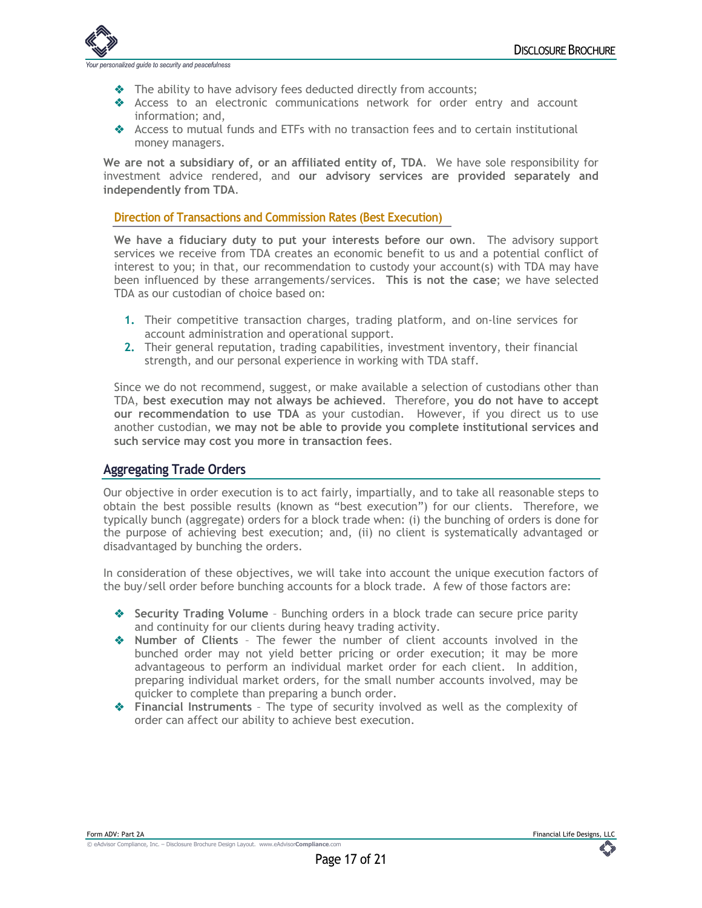- The ability to have advisory fees deducted directly from accounts;
- Access to an electronic communications network for order entry and account information; and,
- Access to mutual funds and ETFs with no transaction fees and to certain institutional money managers.

**We are not a subsidiary of, or an affiliated entity of, TDA**. We have sole responsibility for investment advice rendered, and **our advisory services are provided separately and independently from TDA**.

### Direction of Transactions and Commission Rates (Best Execution)

**We have a fiduciary duty to put your interests before our own**. The advisory support services we receive from TDA creates an economic benefit to us and a potential conflict of interest to you; in that, our recommendation to custody your account(s) with TDA may have been influenced by these arrangements/services. **This is not the case**; we have selected TDA as our custodian of choice based on:

1. Their competitive transaction charges, trading platform, and on-line services for account administration and operational support.
2. Their general reputation, trading capabilities, investment inventory, their financial strength, and our personal experience in working with TDA staff.

Since we do not recommend, suggest, or make available a selection of custodians other than TDA, **best execution may not always be achieved**. Therefore, **you do not have to accept our recommendation to use TDA** as your custodian. However, if you direct us to use another custodian, **we may not be able to provide you complete institutional services and such service may cost you more in transaction fees**.

## Aggregating Trade Orders

Our objective in order execution is to act fairly, impartially, and to take all reasonable steps to obtain the best possible results (known as "best execution") for our clients. Therefore, we typically bunch (aggregate) orders for a block trade when: (i) the bunching of orders is done for the purpose of achieving best execution; and, (ii) no client is systematically advantaged or disadvantaged by bunching the orders.

In consideration of these objectives, we will take into account the unique execution factors of the buy/sell order before bunching accounts for a block trade. A few of those factors are:

- **Security Trading Volume** – Bunching orders in a block trade can secure price parity and continuity for our clients during heavy trading activity.
- **Number of Clients** – The fewer the number of client accounts involved in the bunched order may not yield better pricing or order execution; it may be more advantageous to perform an individual market order for each client. In addition, preparing individual market orders, for the small number accounts involved, may be quicker to complete than preparing a bunch order.
- **Financial Instruments** – The type of security involved as well as the complexity of order can affect our ability to achieve best execution.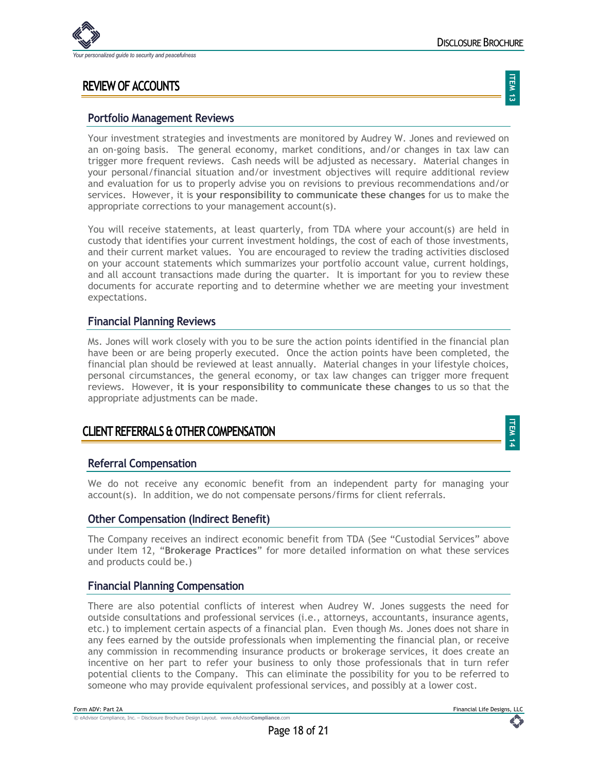## REVIEW OF ACCOUNTS

**ITEM 13**

### Portfolio Management Reviews

Your investment strategies and investments are monitored by Audrey W. Jones and reviewed on an on-going basis. The general economy, market conditions, and/or changes in tax law can trigger more frequent reviews. Cash needs will be adjusted as necessary. Material changes in your personal/financial situation and/or investment objectives will require additional review and evaluation for us to properly advise you on revisions to previous recommendations and/or services. However, it is **your responsibility to communicate these changes** for us to make the appropriate corrections to your management account(s).

You will receive statements, at least quarterly, from TDA where your account(s) are held in custody that identifies your current investment holdings, the cost of each of those investments, and their current market values. You are encouraged to review the trading activities disclosed on your account statements which summarizes your portfolio account value, current holdings, and all account transactions made during the quarter. It is important for you to review these documents for accurate reporting and to determine whether we are meeting your investment expectations.

### Financial Planning Reviews

Ms. Jones will work closely with you to be sure the action points identified in the financial plan have been or are being properly executed. Once the action points have been completed, the financial plan should be reviewed at least annually. Material changes in your lifestyle choices, personal circumstances, the general economy, or tax law changes can trigger more frequent reviews. However, **it is your responsibility to communicate these changes** to us so that the appropriate adjustments can be made.

## CLIENT REFERRALS & OTHER COMPENSATION

**ITEM 14**

### Referral Compensation

We do not receive any economic benefit from an independent party for managing your account(s). In addition, we do not compensate persons/firms for client referrals.

### Other Compensation (Indirect Benefit)

The Company receives an indirect economic benefit from TDA (See "Custodial Services" above under Item 12, "**Brokerage Practices**" for more detailed information on what these services and products could be.)

### Financial Planning Compensation

There are also potential conflicts of interest when Audrey W. Jones suggests the need for outside consultations and professional services (i.e., attorneys, accountants, insurance agents, etc.) to implement certain aspects of a financial plan. Even though Ms. Jones does not share in any fees earned by the outside professionals when implementing the financial plan, or receive any commission in recommending insurance products or brokerage services, it does create an incentive on her part to refer your business to only those professionals that in turn refer potential clients to the Company. This can eliminate the possibility for you to be referred to someone who may provide equivalent professional services, and possibly at a lower cost.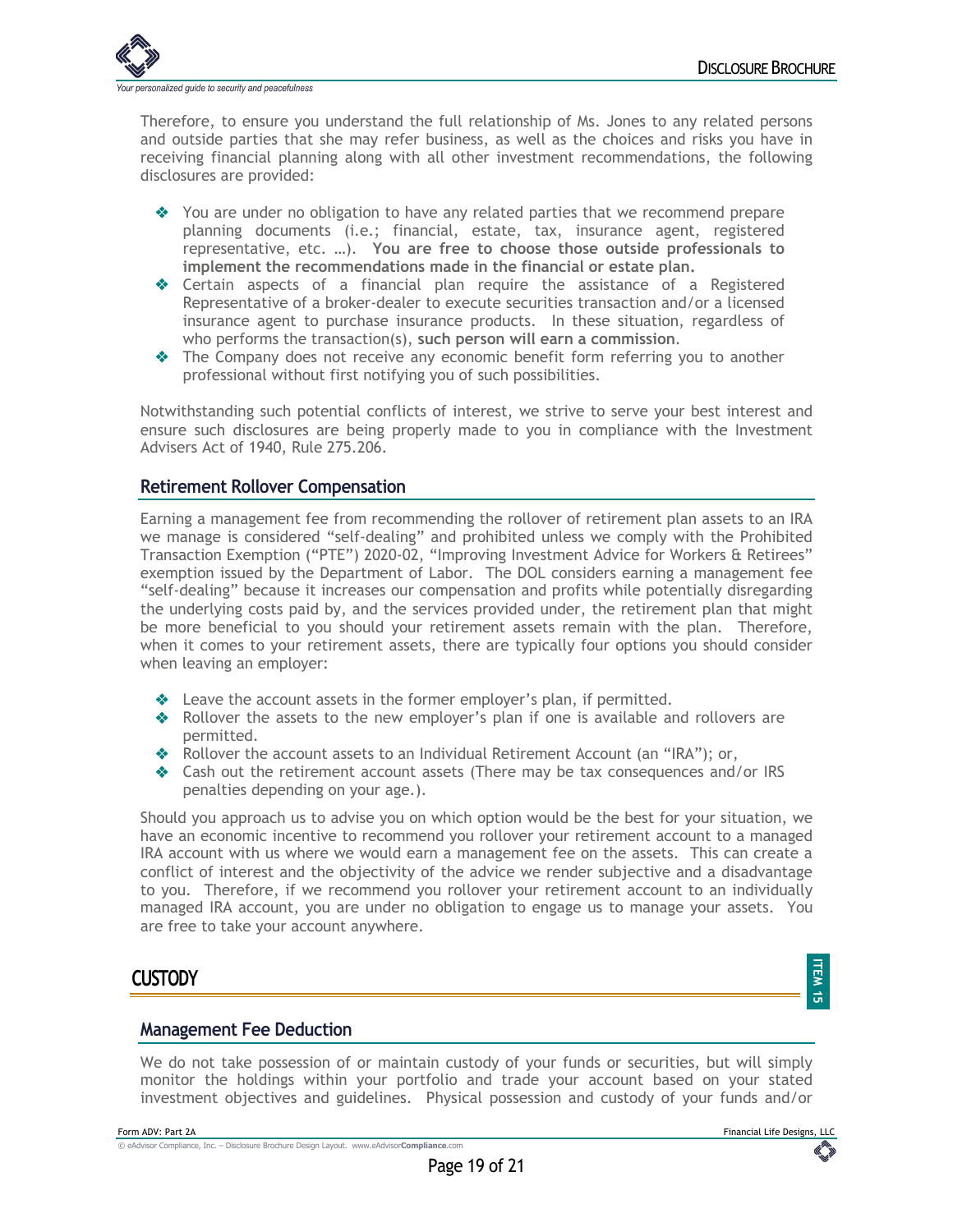Therefore, to ensure you understand the full relationship of Ms. Jones to any related persons and outside parties that she may refer business, as well as the choices and risks you have in receiving financial planning along with all other investment recommendations, the following disclosures are provided:

- You are under no obligation to have any related parties that we recommend prepare planning documents (i.e.; financial, estate, tax, insurance agent, registered representative, etc. …). **You are free to choose those outside professionals to implement the recommendations made in the financial or estate plan.**
- Certain aspects of a financial plan require the assistance of a Registered Representative of a broker-dealer to execute securities transaction and/or a licensed insurance agent to purchase insurance products. In these situation, regardless of who performs the transaction(s), **such person will earn a commission**.
- The Company does not receive any economic benefit form referring you to another professional without first notifying you of such possibilities.

Notwithstanding such potential conflicts of interest, we strive to serve your best interest and ensure such disclosures are being properly made to you in compliance with the Investment Advisers Act of 1940, Rule 275.206.

### Retirement Rollover Compensation

Earning a management fee from recommending the rollover of retirement plan assets to an IRA we manage is considered "self-dealing" and prohibited unless we comply with the Prohibited Transaction Exemption ("PTE") 2020-02, "Improving Investment Advice for Workers & Retirees" exemption issued by the Department of Labor. The DOL considers earning a management fee "self-dealing" because it increases our compensation and profits while potentially disregarding the underlying costs paid by, and the services provided under, the retirement plan that might be more beneficial to you should your retirement assets remain with the plan. Therefore, when it comes to your retirement assets, there are typically four options you should consider when leaving an employer:

- Leave the account assets in the former employer's plan, if permitted.
- Rollover the assets to the new employer's plan if one is available and rollovers are permitted.
- Rollover the account assets to an Individual Retirement Account (an "IRA"); or,
- Cash out the retirement account assets (There may be tax consequences and/or IRS penalties depending on your age.).

Should you approach us to advise you on which option would be the best for your situation, we have an economic incentive to recommend you rollover your retirement account to a managed IRA account with us where we would earn a management fee on the assets. This can create a conflict of interest and the objectivity of the advice we render subjective and a disadvantage to you. Therefore, if we recommend you rollover your retirement account to an individually managed IRA account, you are under no obligation to engage us to manage your assets. You are free to take your account anywhere.

## CUSTODY

ITEM 15

### Management Fee Deduction

We do not take possession of or maintain custody of your funds or securities, but will simply monitor the holdings within your portfolio and trade your account based on your stated investment objectives and guidelines. Physical possession and custody of your funds and/or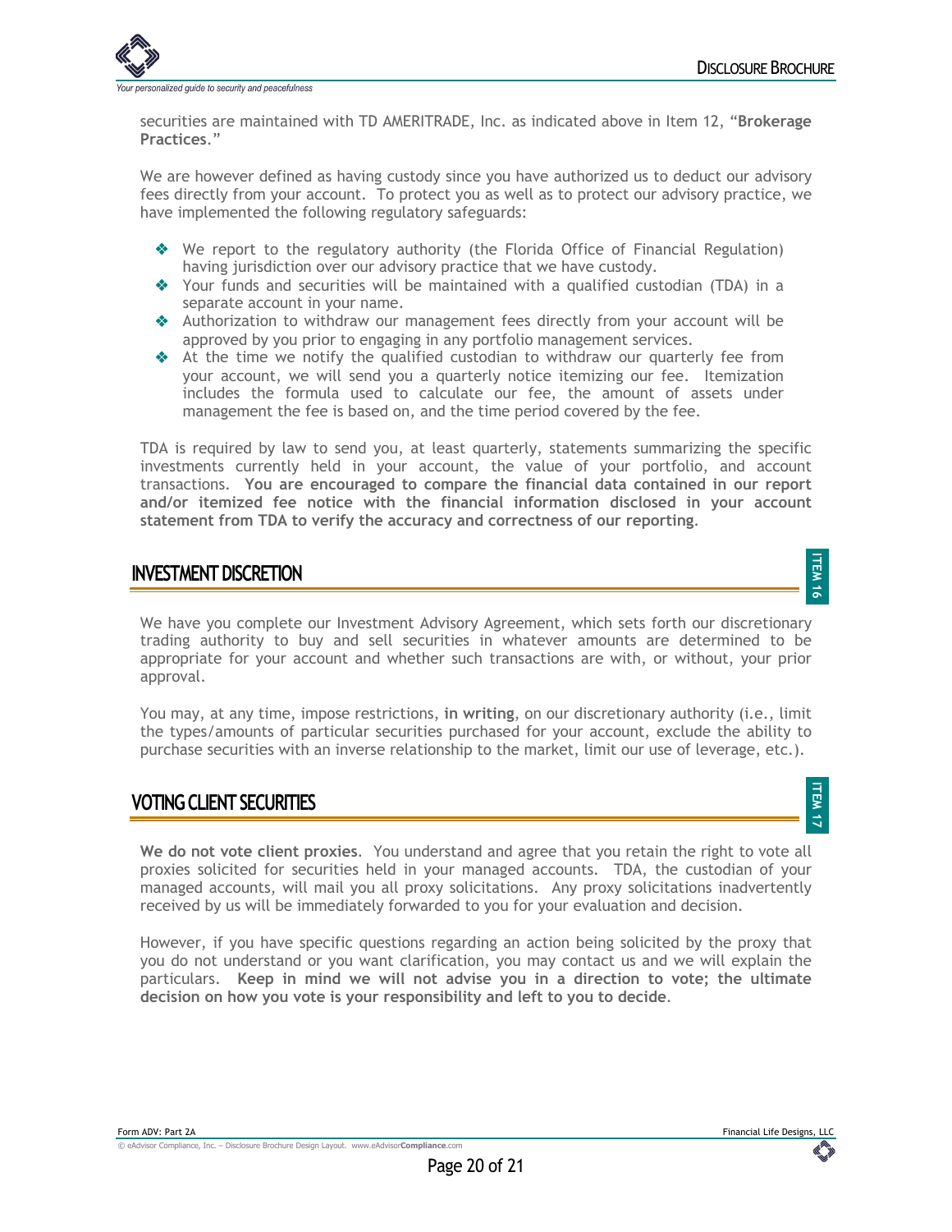securities are maintained with TD AMERITRADE, Inc. as indicated above in Item 12, "**Brokerage Practices**."

We are however defined as having custody since you have authorized us to deduct our advisory fees directly from your account. To protect you as well as to protect our advisory practice, we have implemented the following regulatory safeguards:

- We report to the regulatory authority (the Florida Office of Financial Regulation) having jurisdiction over our advisory practice that we have custody.
- Your funds and securities will be maintained with a qualified custodian (TDA) in a separate account in your name.
- Authorization to withdraw our management fees directly from your account will be approved by you prior to engaging in any portfolio management services.
- At the time we notify the qualified custodian to withdraw our quarterly fee from your account, we will send you a quarterly notice itemizing our fee. Itemization includes the formula used to calculate our fee, the amount of assets under management the fee is based on, and the time period covered by the fee.

TDA is required by law to send you, at least quarterly, statements summarizing the specific investments currently held in your account, the value of your portfolio, and account transactions. **You are encouraged to compare the financial data contained in our report and/or itemized fee notice with the financial information disclosed in your account statement from TDA to verify the accuracy and correctness of our reporting**.

## INVESTMENT DISCRETION

ITEM 16

We have you complete our Investment Advisory Agreement, which sets forth our discretionary trading authority to buy and sell securities in whatever amounts are determined to be appropriate for your account and whether such transactions are with, or without, your prior approval.

You may, at any time, impose restrictions, **in writing**, on our discretionary authority (i.e., limit the types/amounts of particular securities purchased for your account, exclude the ability to purchase securities with an inverse relationship to the market, limit our use of leverage, etc.).

## VOTING CLIENT SECURITIES

ITEM 17

**We do not vote client proxies**. You understand and agree that you retain the right to vote all proxies solicited for securities held in your managed accounts. TDA, the custodian of your managed accounts, will mail you all proxy solicitations. Any proxy solicitations inadvertently received by us will be immediately forwarded to you for your evaluation and decision.

However, if you have specific questions regarding an action being solicited by the proxy that you do not understand or you want clarification, you may contact us and we will explain the particulars. **Keep in mind we will not advise you in a direction to vote; the ultimate decision on how you vote is your responsibility and left to you to decide**.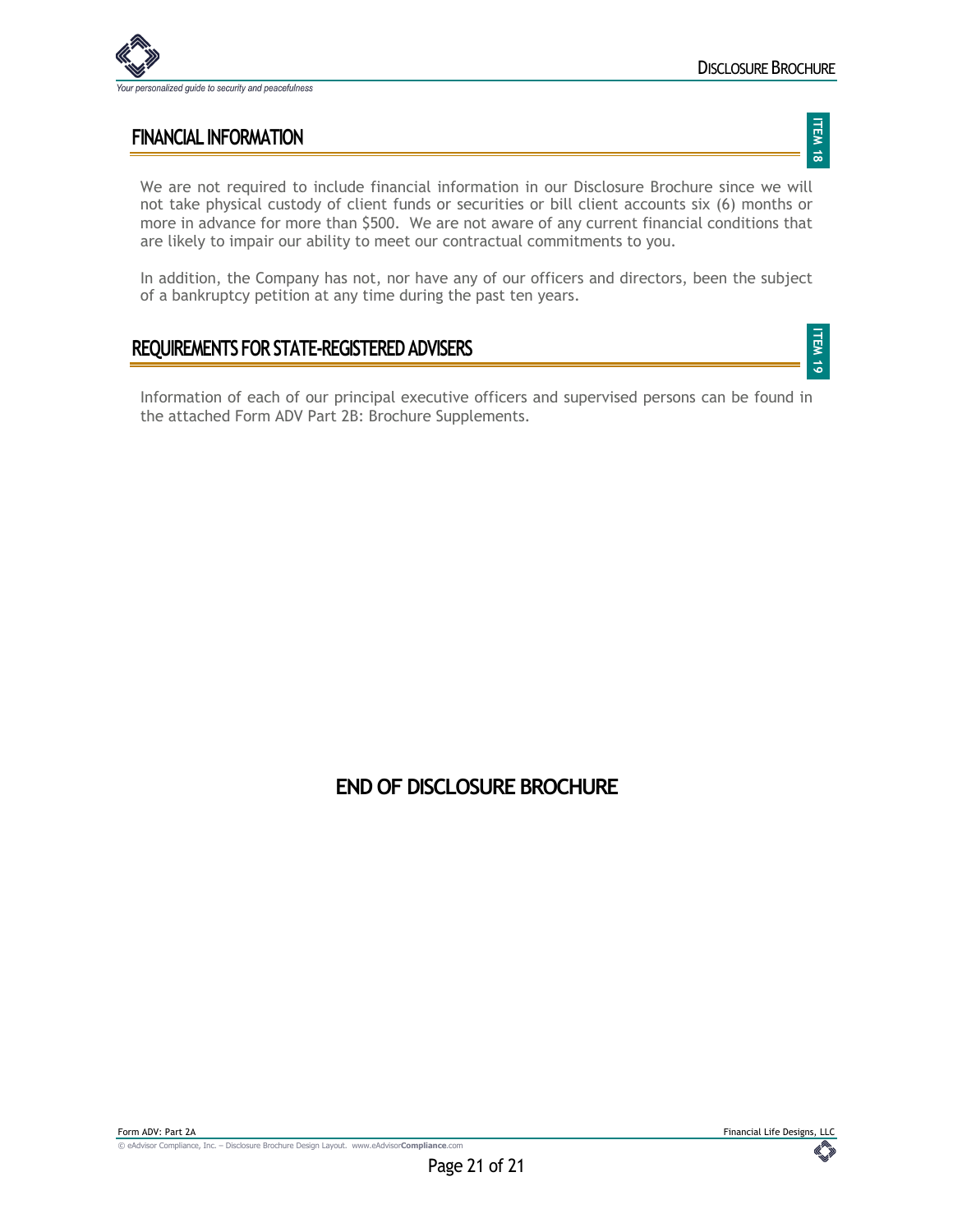## FINANCIAL INFORMATION

ITEM 18

We are not required to include financial information in our Disclosure Brochure since we will not take physical custody of client funds or securities or bill client accounts six (6) months or more in advance for more than $500. We are not aware of any current financial conditions that are likely to impair our ability to meet our contractual commitments to you.

In addition, the Company has not, nor have any of our officers and directors, been the subject of a bankruptcy petition at any time during the past ten years.

## REQUIREMENTS FOR STATE-REGISTERED ADVISERS

ITEM 19

Information of each of our principal executive officers and supervised persons can be found in the attached Form ADV Part 2B: Brochure Supplements.

## END OF DISCLOSURE BROCHURE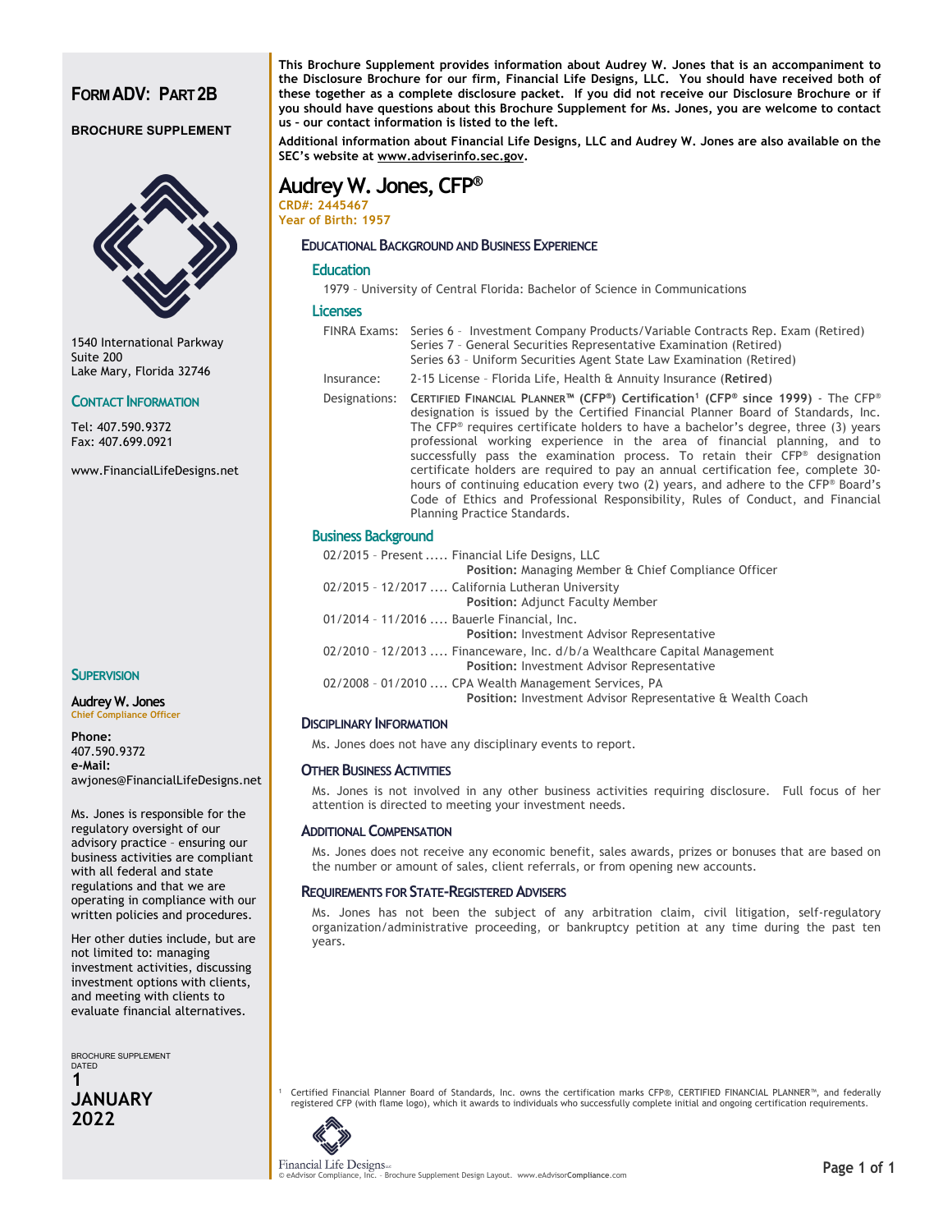# FORM ADV: PART 2B

**BROCHURE SUPPLEMENT**

1540 International Parkway
Suite 200
Lake Mary, Florida 32746

## CONTACT INFORMATION

Tel: 407.590.9372
Fax: 407.699.0921

www.FinancialLifeDesigns.net

## SUPERVISION

**Audrey W. Jones**
Chief Compliance Officer

**Phone:**
407.590.9372
**e-Mail:**
awjones@FinancialLifeDesigns.net

Ms. Jones is responsible for the regulatory oversight of our advisory practice – ensuring our business activities are compliant with all federal and state regulations and that we are operating in compliance with our written policies and procedures.

Her other duties include, but are not limited to: managing investment activities, discussing investment options with clients, and meeting with clients to evaluate financial alternatives.

BROCHURE SUPPLEMENT DATED
**1 JANUARY 2022**

**This Brochure Supplement provides information about Audrey W. Jones that is an accompaniment to the Disclosure Brochure for our firm, Financial Life Designs, LLC. You should have received both of these together as a complete disclosure packet. If you did not receive our Disclosure Brochure or if you should have questions about this Brochure Supplement for Ms. Jones, you are welcome to contact us – our contact information is listed to the left.**

**Additional information about Financial Life Designs, LLC and Audrey W. Jones are also available on the SEC's website at www.adviserinfo.sec.gov.**

# Audrey W. Jones, CFP®

**CRD#: 2445467**
**Year of Birth: 1957**

## EDUCATIONAL BACKGROUND AND BUSINESS EXPERIENCE

### Education

1979 – University of Central Florida: Bachelor of Science in Communications

### Licenses

FINRA Exams: Series 6 – Investment Company Products/Variable Contracts Rep. Exam (Retired)
Series 7 – General Securities Representative Examination (Retired)
Series 63 – Uniform Securities Agent State Law Examination (Retired)

Insurance: 2-15 License – Florida Life, Health & Annuity Insurance (**Retired**)

Designations: **CERTIFIED FINANCIAL PLANNER™ (CFP®) Certification[1] (CFP® since 1999)** - The CFP® designation is issued by the Certified Financial Planner Board of Standards, Inc. The CFP® requires certificate holders to have a bachelor's degree, three (3) years professional working experience in the area of financial planning, and to successfully pass the examination process. To retain their CFP® designation certificate holders are required to pay an annual certification fee, complete 30-hours of continuing education every two (2) years, and adhere to the CFP® Board's Code of Ethics and Professional Responsibility, Rules of Conduct, and Financial Planning Practice Standards.

### Business Background

02/2015 – Present ..... Financial Life Designs, LLC
**Position:** Managing Member & Chief Compliance Officer

02/2015 – 12/2017 .... California Lutheran University
**Position:** Adjunct Faculty Member

01/2014 – 11/2016 .... Bauerle Financial, Inc.
**Position:** Investment Advisor Representative

02/2010 – 12/2013 .... Financeware, Inc. d/b/a Wealthcare Capital Management
**Position:** Investment Advisor Representative

02/2008 – 01/2010 .... CPA Wealth Management Services, PA
**Position:** Investment Advisor Representative & Wealth Coach

## DISCIPLINARY INFORMATION

Ms. Jones does not have any disciplinary events to report.

## OTHER BUSINESS ACTIVITIES

Ms. Jones is not involved in any other business activities requiring disclosure. Full focus of her attention is directed to meeting your investment needs.

## ADDITIONAL COMPENSATION

Ms. Jones does not receive any economic benefit, sales awards, prizes or bonuses that are based on the number or amount of sales, client referrals, or from opening new accounts.

## REQUIREMENTS FOR STATE-REGISTERED ADVISERS

Ms. Jones has not been the subject of any arbitration claim, civil litigation, self-regulatory organization/administrative proceeding, or bankruptcy petition at any time during the past ten years.

[1] Certified Financial Planner Board of Standards, Inc. owns the certification marks CFP®, CERTIFIED FINANCIAL PLANNER™, and federally registered CFP (with flame logo), which it awards to individuals who successfully complete initial and ongoing certification requirements.

Financial Life Designs LLC
© eAdvisor Compliance, Inc. – Brochure Supplement Design Layout. www.eAdvisorCompliance.com